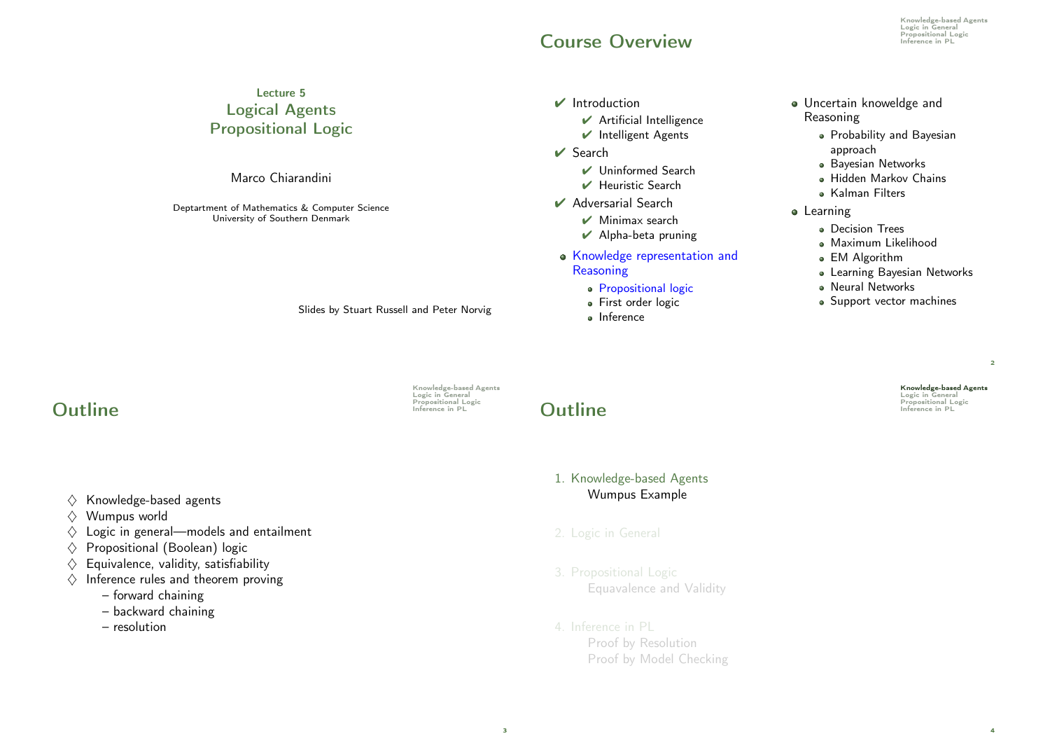Lecture 5

# Logical Agents
# Propositional Logic

Marco Chiarandini

Deptartment of Mathematics & Computer Science
University of Southern Denmark

Slides by Stuart Russell and Peter Norvig

## Course Overview

- ✔ Introduction
  - ✔ Artificial Intelligence
  - ✔ Intelligent Agents
- ✔ Search
  - ✔ Uninformed Search
  - ✔ Heuristic Search
- ✔ Adversarial Search
  - ✔ Minimax search
  - ✔ Alpha-beta pruning
- Knowledge representation and Reasoning
  - Propositional logic
  - First order logic
  - Inference
- Uncertain knoweldge and Reasoning
  - Probability and Bayesian approach
  - Bayesian Networks
  - Hidden Markov Chains
  - Kalman Filters
- Learning
  - Decision Trees
  - Maximum Likelihood
  - EM Algorithm
  - Learning Bayesian Networks
  - Neural Networks
  - Support vector machines

## Outline

- ♢ Knowledge-based agents
- ♢ Wumpus world
- ♢ Logic in general—models and entailment
- ♢ Propositional (Boolean) logic
- ♢ Equivalence, validity, satisfiability
- ♢ Inference rules and theorem proving
  - – forward chaining
  - – backward chaining
  - – resolution

## Outline

1. Knowledge-based Agents
   - Wumpus Example
2. Logic in General
3. Propositional Logic
   - Equavalence and Validity
4. Inference in PL
   - Proof by Resolution
   - Proof by Model Checking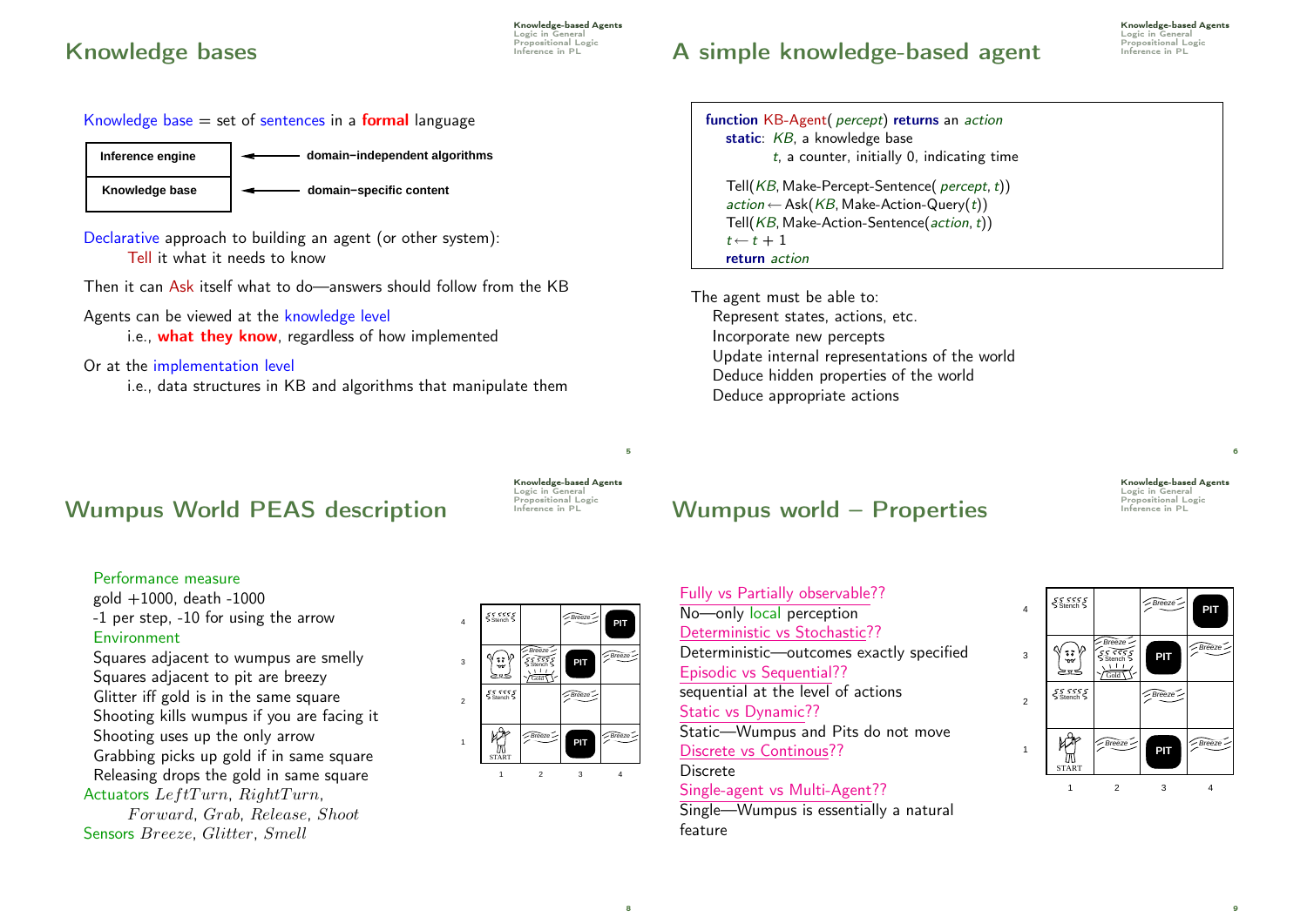## Knowledge bases

Knowledge base = set of sentences in a **formal** language

| Inference engine | ← domain–independent algorithms |
|---|---|
| Knowledge base | ← domain–specific content |

Declarative approach to building an agent (or other system):
  Tell it what it needs to know

Then it can Ask itself what to do—answers should follow from the KB

Agents can be viewed at the knowledge level
  i.e., **what they know**, regardless of how implemented

Or at the implementation level
  i.e., data structures in KB and algorithms that manipulate them

## A simple knowledge-based agent

```
function KB-Agent( percept) returns an action
   static: KB, a knowledge base
           t, a counter, initially 0, indicating time

   Tell(KB, Make-Percept-Sentence( percept, t))
   action ← Ask(KB, Make-Action-Query(t))
   Tell(KB, Make-Action-Sentence(action, t))
   t ← t + 1
   return action
```

The agent must be able to:
- Represent states, actions, etc.
- Incorporate new percepts
- Update internal representations of the world
- Deduce hidden properties of the world
- Deduce appropriate actions

## Wumpus World PEAS description

Performance measure
- gold +1000, death -1000
- -1 per step, -10 for using the arrow

Environment
- Squares adjacent to wumpus are smelly
- Squares adjacent to pit are breezy
- Glitter iff gold is in the same square
- Shooting kills wumpus if you are facing it
- Shooting uses up the only arrow
- Grabbing picks up gold if in same square
- Releasing drops the gold in same square

Actuators $LeftTurn$, $RightTurn$, $Forward$, $Grab$, $Release$, $Shoot$

Sensors $Breeze$, $Glitter$, $Smell$

| | 1 | 2 | 3 | 4 |
|---|---|---|---|---|
| 4 | Stench | | Breeze | PIT |
| 3 | Wumpus | Breeze, Stench, Gold | PIT | Breeze |
| 2 | Stench | | Breeze | |
| 1 | START | Breeze | PIT | Breeze |

## Wumpus world – Properties

Fully vs Partially observable??
No—only local perception

Deterministic vs Stochastic??
Deterministic—outcomes exactly specified

Episodic vs Sequential??
sequential at the level of actions

Static vs Dynamic??
Static—Wumpus and Pits do not move

Discrete vs Continous??
Discrete

Single-agent vs Multi-Agent??
Single—Wumpus is essentially a natural feature

| | 1 | 2 | 3 | 4 |
|---|---|---|---|---|
| 4 | Stench | | Breeze | PIT |
| 3 | Wumpus | Breeze, Stench, Gold | PIT | Breeze |
| 2 | Stench | | Breeze | |
| 1 | START | Breeze | PIT | Breeze |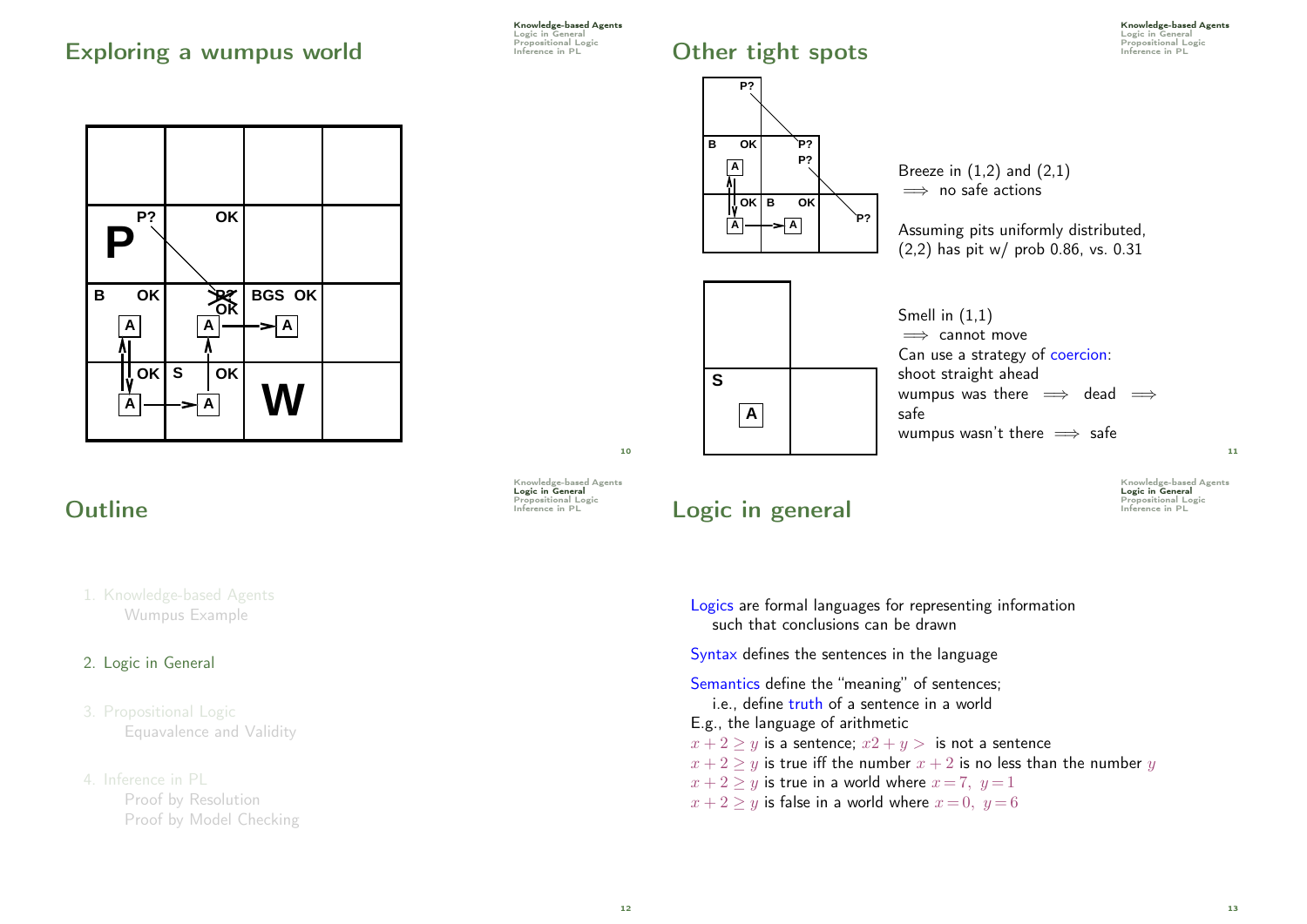## Exploring a wumpus world

| | | | |
|---|---|---|---|
| | | | |
| P P? | OK | | |
| B OK A | ~~P?~~ OK A | BGS OK A | |
| OK A | S OK A | W | |

## Other tight spots

Breeze in (1,2) and (2,1)
$\implies$ no safe actions

Assuming pits uniformly distributed,
(2,2) has pit w/ prob 0.86, vs. 0.31

Smell in (1,1)
$\implies$ cannot move
Can use a strategy of coercion:
shoot straight ahead
wumpus was there $\implies$ dead $\implies$ safe
wumpus wasn't there $\implies$ safe

## Outline

1. Knowledge-based Agents
   Wumpus Example
2. Logic in General
3. Propositional Logic
   Equavalence and Validity
4. Inference in PL
   Proof by Resolution
   Proof by Model Checking

## Logic in general

Logics are formal languages for representing information
such that conclusions can be drawn

Syntax defines the sentences in the language

Semantics define the "meaning" of sentences;
i.e., define truth of a sentence in a world

E.g., the language of arithmetic
$x+2 \geq y$ is a sentence; $x2+y>$ is not a sentence
$x+2 \geq y$ is true iff the number $x+2$ is no less than the number $y$
$x+2 \geq y$ is true in a world where $x=7,\ y=1$
$x+2 \geq y$ is false in a world where $x=0,\ y=6$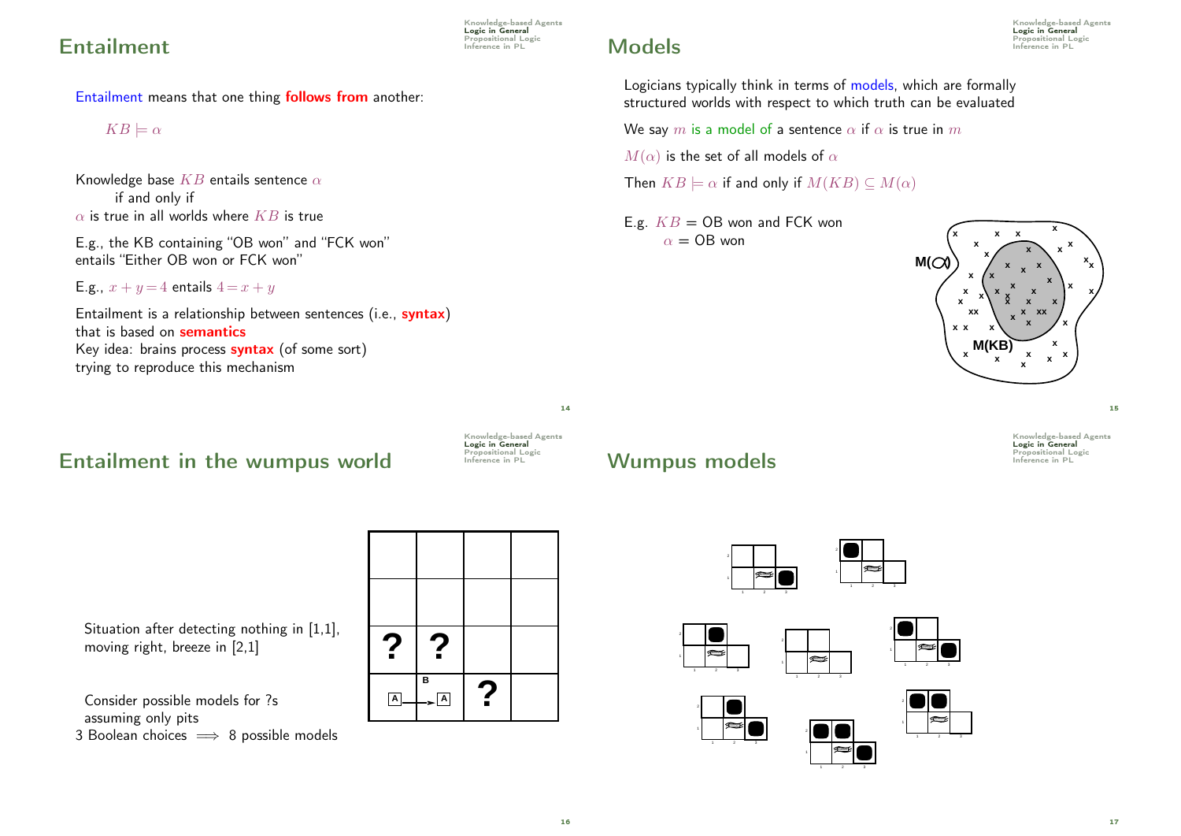## Entailment

Entailment means that one thing **follows from** another:

$KB \models \alpha$

Knowledge base $KB$ entails sentence $\alpha$
if and only if
$\alpha$ is true in all worlds where $KB$ is true

E.g., the KB containing "OB won" and "FCK won"
entails "Either OB won or FCK won"

E.g., $x + y = 4$ entails $4 = x + y$

Entailment is a relationship between sentences (i.e., **syntax**)
that is based on **semantics**
Key idea: brains process **syntax** (of some sort)
trying to reproduce this mechanism

## Models

Logicians typically think in terms of models, which are formally structured worlds with respect to which truth can be evaluated

We say $m$ is a model of a sentence $\alpha$ if $\alpha$ is true in $m$

$M(\alpha)$ is the set of all models of $\alpha$

Then $KB \models \alpha$ if and only if $M(KB) \subseteq M(\alpha)$

E.g. $KB$ = OB won and FCK won
$\alpha$ = OB won

## Entailment in the wumpus world

Situation after detecting nothing in [1,1],
moving right, breeze in [2,1]

Consider possible models for ?s
assuming only pits
3 Boolean choices $\implies$ 8 possible models

## Wumpus models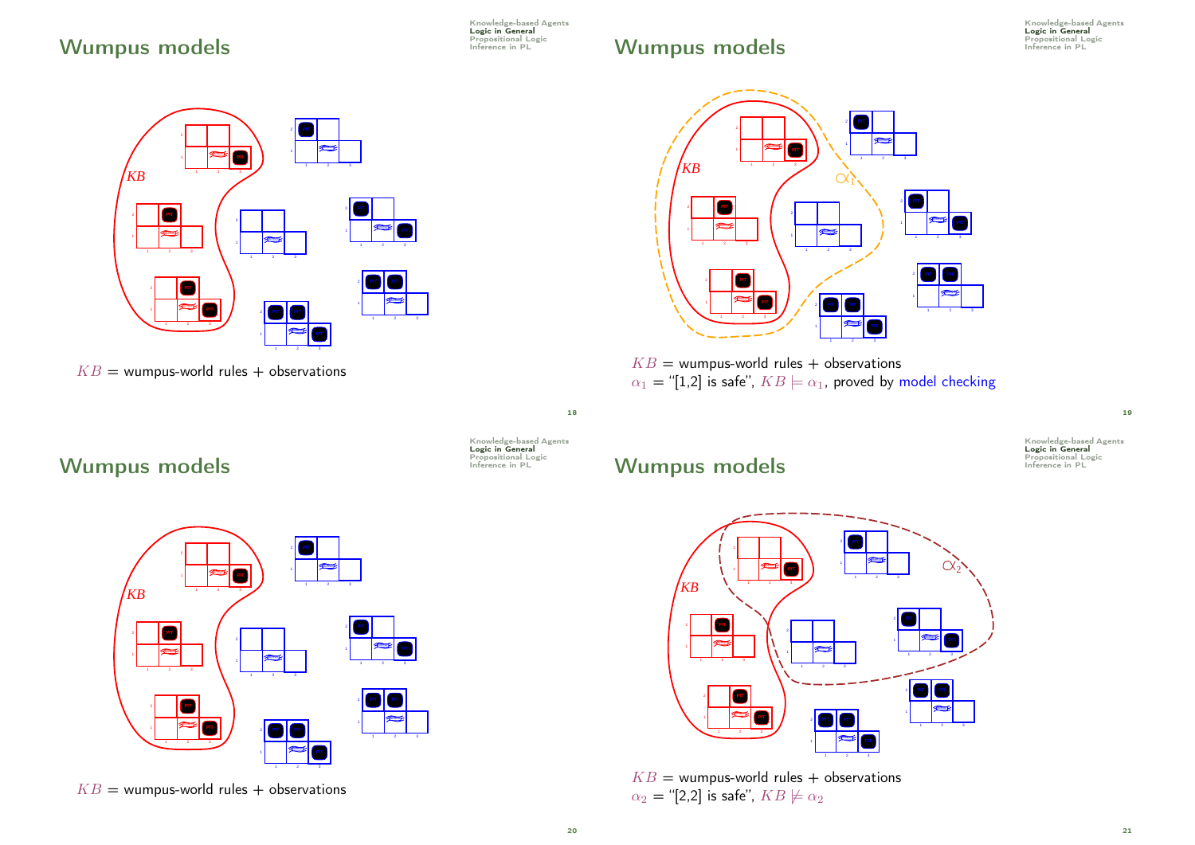## Wumpus models

KB

$KB$ = wumpus-world rules + observations

## Wumpus models

KB

$\alpha_1$

$KB$ = wumpus-world rules + observations

$\alpha_1$ = "[1,2] is safe", $KB \models \alpha_1$, proved by model checking

## Wumpus models

KB

$KB$ = wumpus-world rules + observations

## Wumpus models

KB

$\alpha_2$

$KB$ = wumpus-world rules + observations

$\alpha_2$ = "[2,2] is safe", $KB \not\models \alpha_2$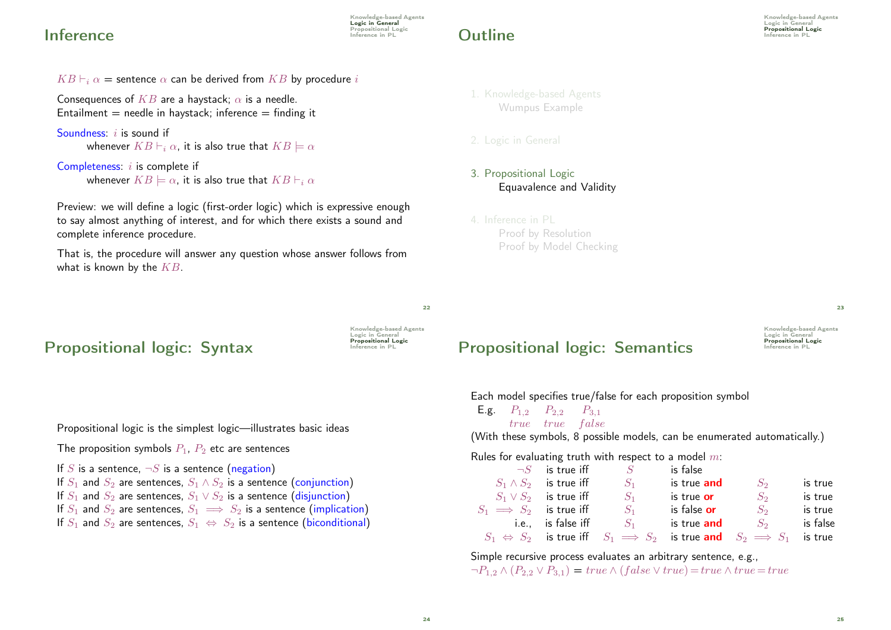## Inference

$KB \vdash_i \alpha$ = sentence $\alpha$ can be derived from $KB$ by procedure $i$

Consequences of $KB$ are a haystack; $\alpha$ is a needle.
Entailment = needle in haystack; inference = finding it

Soundness: $i$ is sound if
whenever $KB \vdash_i \alpha$, it is also true that $KB \models \alpha$

Completeness: $i$ is complete if
whenever $KB \models \alpha$, it is also true that $KB \vdash_i \alpha$

Preview: we will define a logic (first-order logic) which is expressive enough to say almost anything of interest, and for which there exists a sound and complete inference procedure.

That is, the procedure will answer any question whose answer follows from what is known by the $KB$.

## Outline

1. Knowledge-based Agents
   - Wumpus Example
2. Logic in General
3. Propositional Logic
   - Equavalence and Validity
4. Inference in PL
   - Proof by Resolution
   - Proof by Model Checking

## Propositional logic: Syntax

Propositional logic is the simplest logic—illustrates basic ideas

The proposition symbols $P_1$, $P_2$ etc are sentences

If $S$ is a sentence, $\neg S$ is a sentence (negation)
If $S_1$ and $S_2$ are sentences, $S_1 \wedge S_2$ is a sentence (conjunction)
If $S_1$ and $S_2$ are sentences, $S_1 \vee S_2$ is a sentence (disjunction)
If $S_1$ and $S_2$ are sentences, $S_1 \implies S_2$ is a sentence (implication)
If $S_1$ and $S_2$ are sentences, $S_1 \Leftrightarrow S_2$ is a sentence (biconditional)

## Propositional logic: Semantics

Each model specifies true/false for each proposition symbol

| E.g. | $P_{1,2}$ | $P_{2,2}$ | $P_{3,1}$ |
|---|---|---|---|
| | $true$ | $true$ | $false$ |

(With these symbols, 8 possible models, can be enumerated automatically.)

Rules for evaluating truth with respect to a model $m$:

| | | | | | |
|---|---|---|---|---|---|
| $\neg S$ | is true iff | $S$ | is false | | |
| $S_1 \wedge S_2$ | is true iff | $S_1$ | is true **and** | $S_2$ | is true |
| $S_1 \vee S_2$ | is true iff | $S_1$ | is true **or** | $S_2$ | is true |
| $S_1 \implies S_2$ | is true iff | $S_1$ | is false **or** | $S_2$ | is true |
| i.e., | is false iff | $S_1$ | is true **and** | $S_2$ | is false |
| $S_1 \Leftrightarrow S_2$ | is true iff | $S_1 \implies S_2$ | is true **and** | $S_2 \implies S_1$ | is true |

Simple recursive process evaluates an arbitrary sentence, e.g.,
$\neg P_{1,2} \wedge (P_{2,2} \vee P_{3,1}) = true \wedge (false \vee true) = true \wedge true = true$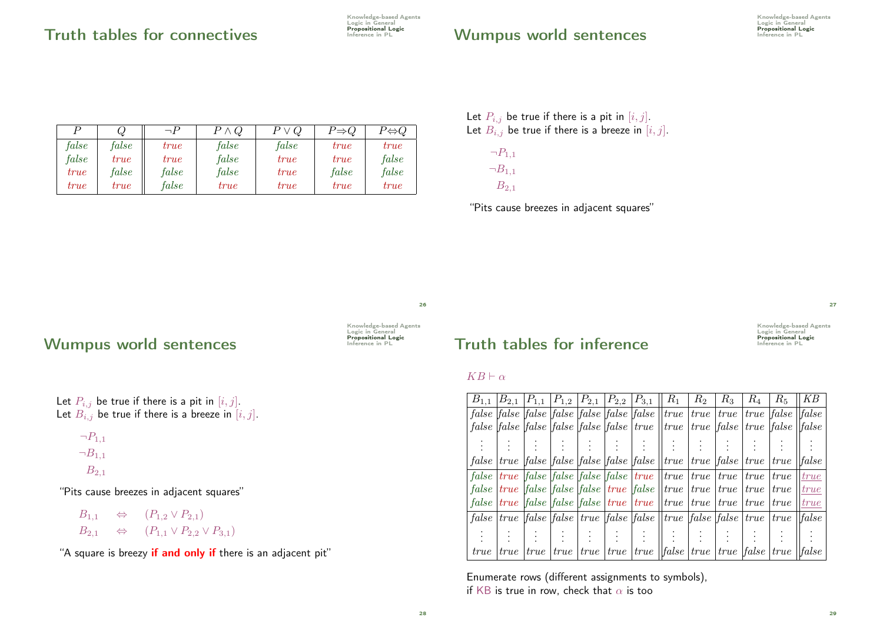## Truth tables for connectives

| $P$ | $Q$ | $\neg P$ | $P \wedge Q$ | $P \vee Q$ | $P \Rightarrow Q$ | $P \Leftrightarrow Q$ |
|---|---|---|---|---|---|---|
| *false* | *false* | *true* | *false* | *false* | *true* | *true* |
| *false* | *true* | *true* | *false* | *true* | *true* | *false* |
| *true* | *false* | *false* | *false* | *true* | *false* | *false* |
| *true* | *true* | *false* | *true* | *true* | *true* | *true* |

## Wumpus world sentences

Let $P_{i,j}$ be true if there is a pit in $[i, j]$.
Let $B_{i,j}$ be true if there is a breeze in $[i, j]$.

$\neg P_{1,1}$
$\neg B_{1,1}$
$B_{2,1}$

"Pits cause breezes in adjacent squares"

## Wumpus world sentences

Let $P_{i,j}$ be true if there is a pit in $[i, j]$.
Let $B_{i,j}$ be true if there is a breeze in $[i, j]$.

$\neg P_{1,1}$
$\neg B_{1,1}$
$B_{2,1}$

"Pits cause breezes in adjacent squares"

$$B_{1,1} \quad \Leftrightarrow \quad (P_{1,2} \vee P_{2,1})$$
$$B_{2,1} \quad \Leftrightarrow \quad (P_{1,1} \vee P_{2,2} \vee P_{3,1})$$

"A square is breezy **if and only if** there is an adjacent pit"

## Truth tables for inference

$KB \vdash \alpha$

| $B_{1,1}$ | $B_{2,1}$ | $P_{1,1}$ | $P_{1,2}$ | $P_{2,1}$ | $P_{2,2}$ | $P_{3,1}$ | $R_1$ | $R_2$ | $R_3$ | $R_4$ | $R_5$ | $KB$ |
|---|---|---|---|---|---|---|---|---|---|---|---|---|
| *false* | *false* | *false* | *false* | *false* | *false* | *false* | *true* | *true* | *true* | *true* | *false* | *false* |
| *false* | *false* | *false* | *false* | *false* | *false* | *true* | *true* | *true* | *false* | *true* | *false* | *false* |
| ⋮ | ⋮ | ⋮ | ⋮ | ⋮ | ⋮ | ⋮ | ⋮ | ⋮ | ⋮ | ⋮ | ⋮ | ⋮ |
| *false* | *true* | *false* | *false* | *false* | *false* | *false* | *true* | *true* | *false* | *true* | *true* | *false* |
| *false* | *true* | *false* | *false* | *false* | *false* | *true* | *true* | *true* | *true* | *true* | *true* | *true* |
| *false* | *true* | *false* | *false* | *false* | *true* | *false* | *true* | *true* | *true* | *true* | *true* | *true* |
| *false* | *true* | *false* | *false* | *false* | *true* | *true* | *true* | *true* | *true* | *true* | *true* | *true* |
| *false* | *true* | *false* | *false* | *true* | *false* | *false* | *true* | *false* | *false* | *true* | *true* | *false* |
| ⋮ | ⋮ | ⋮ | ⋮ | ⋮ | ⋮ | ⋮ | ⋮ | ⋮ | ⋮ | ⋮ | ⋮ | ⋮ |
| *true* | *true* | *true* | *true* | *true* | *true* | *true* | *false* | *true* | *true* | *false* | *true* | *false* |

Enumerate rows (different assignments to symbols),
if KB is true in row, check that $\alpha$ is too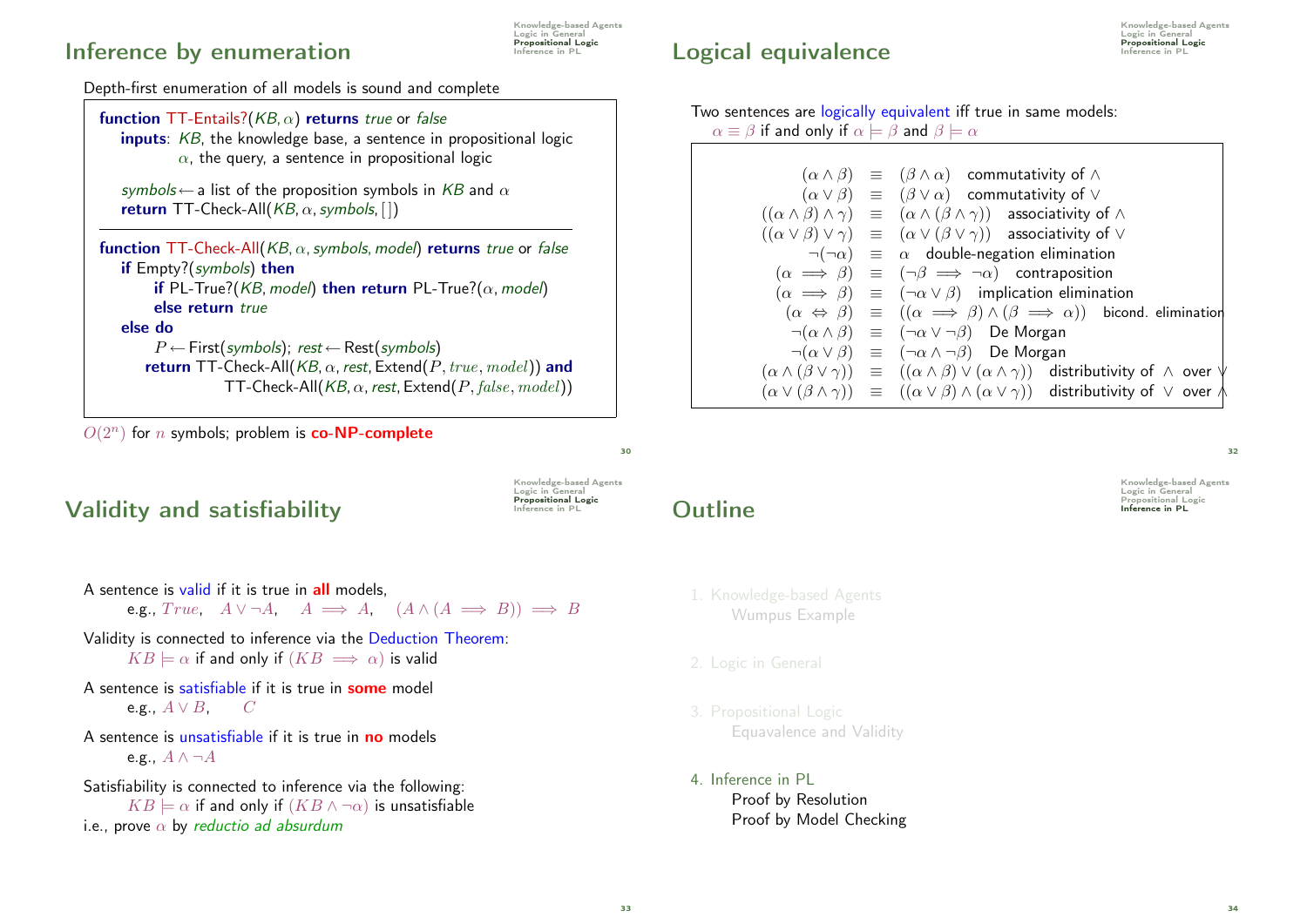## Inference by enumeration

Depth-first enumeration of all models is sound and complete

```
function TT-Entails?(KB, α) returns true or false
    inputs: KB, the knowledge base, a sentence in propositional logic
            α, the query, a sentence in propositional logic

    symbols ← a list of the proposition symbols in KB and α
    return TT-Check-All(KB, α, symbols, [])

function TT-Check-All(KB, α, symbols, model) returns true or false
    if Empty?(symbols) then
        if PL-True?(KB, model) then return PL-True?(α, model)
        else return true
    else do
        P ← First(symbols); rest ← Rest(symbols)
        return TT-Check-All(KB, α, rest, Extend(P, true, model)) and
               TT-Check-All(KB, α, rest, Extend(P, false, model))
```

$O(2^n)$ for $n$ symbols; problem is **co-NP-complete**

## Logical equivalence

Two sentences are logically equivalent iff true in same models:
$\alpha \equiv \beta$ if and only if $\alpha \models \beta$ and $\beta \models \alpha$

| | | | |
|---|---|---|---|
| $(\alpha \land \beta)$ | $\equiv$ | $(\beta \land \alpha)$ | commutativity of $\land$ |
| $(\alpha \lor \beta)$ | $\equiv$ | $(\beta \lor \alpha)$ | commutativity of $\lor$ |
| $((\alpha \land \beta) \land \gamma)$ | $\equiv$ | $(\alpha \land (\beta \land \gamma))$ | associativity of $\land$ |
| $((\alpha \lor \beta) \lor \gamma)$ | $\equiv$ | $(\alpha \lor (\beta \lor \gamma))$ | associativity of $\lor$ |
| $\neg(\neg\alpha)$ | $\equiv$ | $\alpha$ | double-negation elimination |
| $(\alpha \implies \beta)$ | $\equiv$ | $(\neg\beta \implies \neg\alpha)$ | contraposition |
| $(\alpha \implies \beta)$ | $\equiv$ | $(\neg\alpha \lor \beta)$ | implication elimination |
| $(\alpha \Leftrightarrow \beta)$ | $\equiv$ | $((\alpha \implies \beta) \land (\beta \implies \alpha))$ | bicond. elimination |
| $\neg(\alpha \land \beta)$ | $\equiv$ | $(\neg\alpha \lor \neg\beta)$ | De Morgan |
| $\neg(\alpha \lor \beta)$ | $\equiv$ | $(\neg\alpha \land \neg\beta)$ | De Morgan |
| $(\alpha \land (\beta \lor \gamma))$ | $\equiv$ | $((\alpha \land \beta) \lor (\alpha \land \gamma))$ | distributivity of $\land$ over $\lor$ |
| $(\alpha \lor (\beta \land \gamma))$ | $\equiv$ | $((\alpha \lor \beta) \land (\alpha \lor \gamma))$ | distributivity of $\lor$ over $\land$ |

## Validity and satisfiability

A sentence is valid if it is true in **all** models,
e.g., $True$, $A \lor \neg A$, $A \implies A$, $(A \land (A \implies B)) \implies B$

Validity is connected to inference via the Deduction Theorem:
$KB \models \alpha$ if and only if $(KB \implies \alpha)$ is valid

A sentence is satisfiable if it is true in **some** model
e.g., $A \lor B$, $C$

A sentence is unsatisfiable if it is true in **no** models
e.g., $A \land \neg A$

Satisfiability is connected to inference via the following:
$KB \models \alpha$ if and only if $(KB \land \neg\alpha)$ is unsatisfiable
i.e., prove $\alpha$ by *reductio ad absurdum*

## Outline

1. Knowledge-based Agents
   - Wumpus Example
2. Logic in General
3. Propositional Logic
   - Equavalence and Validity
4. Inference in PL
   - Proof by Resolution
   - Proof by Model Checking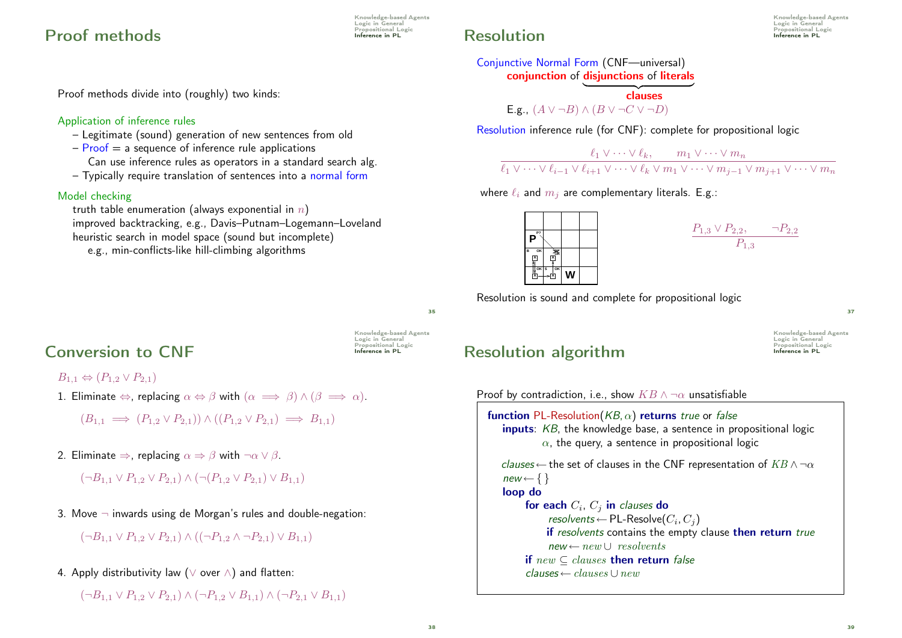## Proof methods

Proof methods divide into (roughly) two kinds:

Application of inference rules

- Legitimate (sound) generation of new sentences from old
- Proof = a sequence of inference rule applications
  Can use inference rules as operators in a standard search alg.
- Typically require translation of sentences into a normal form

Model checking

truth table enumeration (always exponential in $n$)
improved backtracking, e.g., Davis–Putnam–Logemann–Loveland
heuristic search in model space (sound but incomplete)
 e.g., min-conflicts-like hill-climbing algorithms

## Resolution

Conjunctive Normal Form (CNF—universal)
 **conjunction** of **disjunctions** of **literals**
 (disjunctions of literals = **clauses**)

E.g., $(A \lor \neg B) \land (B \lor \neg C \lor \neg D)$

Resolution inference rule (for CNF): complete for propositional logic

$$\frac{\ell_1 \lor \cdots \lor \ell_k, \qquad m_1 \lor \cdots \lor m_n}{\ell_1 \lor \cdots \lor \ell_{i-1} \lor \ell_{i+1} \lor \cdots \lor \ell_k \lor m_1 \lor \cdots \lor m_{j-1} \lor m_{j+1} \lor \cdots \lor m_n}$$

where $\ell_i$ and $m_j$ are complementary literals. E.g.:

$$\frac{P_{1,3} \lor P_{2,2}, \qquad \neg P_{2,2}}{P_{1,3}}$$

Resolution is sound and complete for propositional logic

## Conversion to CNF

$B_{1,1} \Leftrightarrow (P_{1,2} \lor P_{2,1})$

1. Eliminate $\Leftrightarrow$, replacing $\alpha \Leftrightarrow \beta$ with $(\alpha \implies \beta) \land (\beta \implies \alpha)$.

   $(B_{1,1} \implies (P_{1,2} \lor P_{2,1})) \land ((P_{1,2} \lor P_{2,1}) \implies B_{1,1})$

2. Eliminate $\Rightarrow$, replacing $\alpha \Rightarrow \beta$ with $\neg\alpha \lor \beta$.

   $(\neg B_{1,1} \lor P_{1,2} \lor P_{2,1}) \land (\neg(P_{1,2} \lor P_{2,1}) \lor B_{1,1})$

3. Move $\neg$ inwards using de Morgan's rules and double-negation:

   $(\neg B_{1,1} \lor P_{1,2} \lor P_{2,1}) \land ((\neg P_{1,2} \land \neg P_{2,1}) \lor B_{1,1})$

4. Apply distributivity law ($\lor$ over $\land$) and flatten:

   $(\neg B_{1,1} \lor P_{1,2} \lor P_{2,1}) \land (\neg P_{1,2} \lor B_{1,1}) \land (\neg P_{2,1} \lor B_{1,1})$

## Resolution algorithm

Proof by contradiction, i.e., show $KB \land \neg\alpha$ unsatisfiable

```
function PL-Resolution(KB, α) returns true or false
   inputs: KB, the knowledge base, a sentence in propositional logic
           α, the query, a sentence in propositional logic

   clauses ← the set of clauses in the CNF representation of KB ∧ ¬α
   new ← { }
   loop do
      for each Ci, Cj in clauses do
         resolvents ← PL-Resolve(Ci, Cj)
         if resolvents contains the empty clause then return true
         new ← new ∪ resolvents
      if new ⊆ clauses then return false
      clauses ← clauses ∪ new
```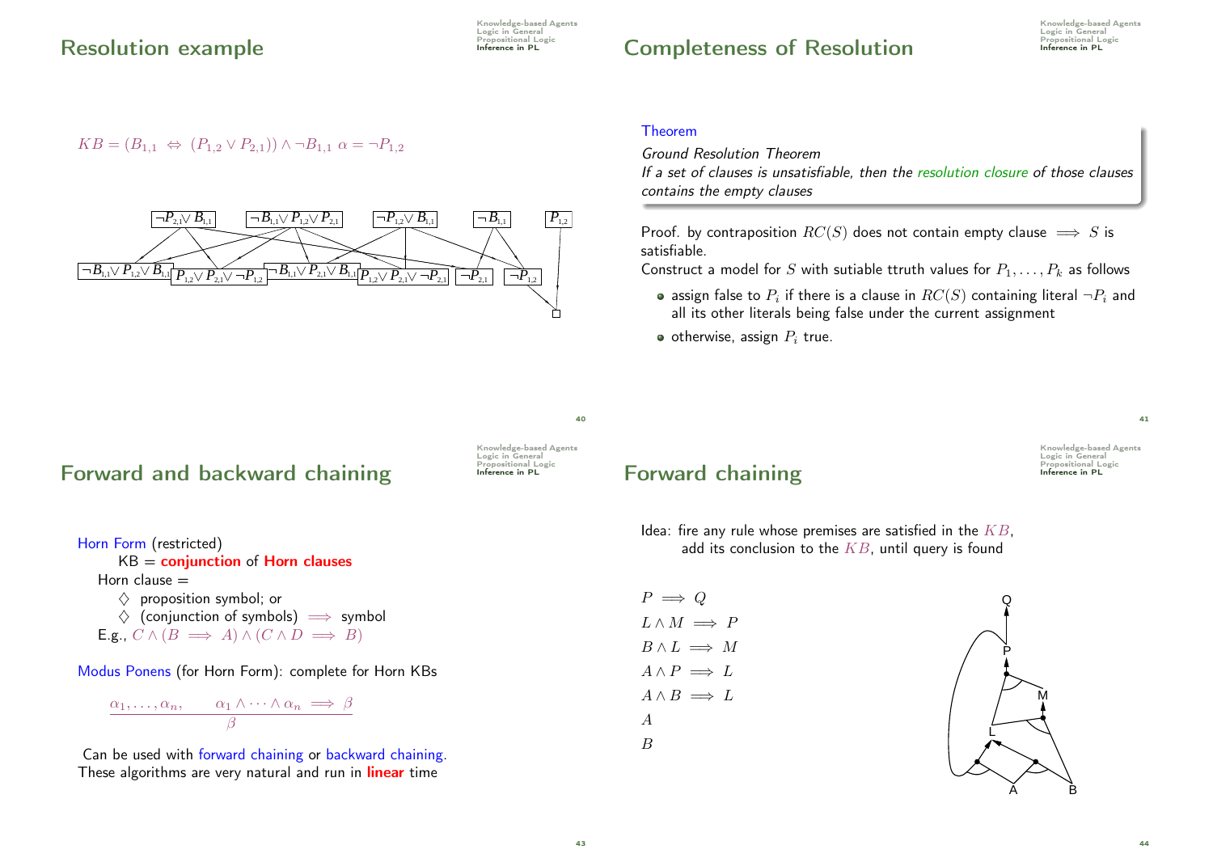## Resolution example

$KB = (B_{1,1} \Leftrightarrow (P_{1,2} \vee P_{2,1})) \wedge \neg B_{1,1}$ $\alpha = \neg P_{1,2}$

$\neg P_{2,1} \vee B_{1,1}$ $\neg B_{1,1} \vee P_{1,2} \vee P_{2,1}$ $\neg P_{1,2} \vee B_{1,1}$ $\neg B_{1,1}$ $P_{1,2}$

$\neg B_{1,1} \vee P_{1,2} \vee B_{1,1}$ $P_{1,2} \vee P_{2,1} \vee \neg P_{1,2}$ $\neg B_{1,1} \vee P_{2,1} \vee B_{1,1}$ $P_{1,2} \vee P_{2,1} \vee \neg P_{2,1}$ $\neg P_{2,1}$ $\neg P_{1,2}$

$\square$

## Completeness of Resolution

**Theorem**

*Ground Resolution Theorem*
*If a set of clauses is unsatisfiable, then the resolution closure of those clauses contains the empty clauses*

Proof. by contraposition $RC(S)$ does not contain empty clause $\implies$ $S$ is satisfiable.
Construct a model for $S$ with sutiable ttruth values for $P_1, \ldots, P_k$ as follows

- assign false to $P_i$ if there is a clause in $RC(S)$ containing literal $\neg P_i$ and all its other literals being false under the current assignment
- otherwise, assign $P_i$ true.

## Forward and backward chaining

Horn Form (restricted)
KB = **conjunction** of **Horn clauses**
Horn clause =
- ♢ proposition symbol; or
- ♢ (conjunction of symbols) $\implies$ symbol

E.g., $C \wedge (B \implies A) \wedge (C \wedge D \implies B)$

Modus Ponens (for Horn Form): complete for Horn KBs

$$\frac{\alpha_1, \ldots, \alpha_n, \qquad \alpha_1 \wedge \cdots \wedge \alpha_n \implies \beta}{\beta}$$

Can be used with forward chaining or backward chaining.
These algorithms are very natural and run in **linear** time

## Forward chaining

Idea: fire any rule whose premises are satisfied in the $KB$, add its conclusion to the $KB$, until query is found

$P \implies Q$
$L \wedge M \implies P$
$B \wedge L \implies M$
$A \wedge P \implies L$
$A \wedge B \implies L$
$A$
$B$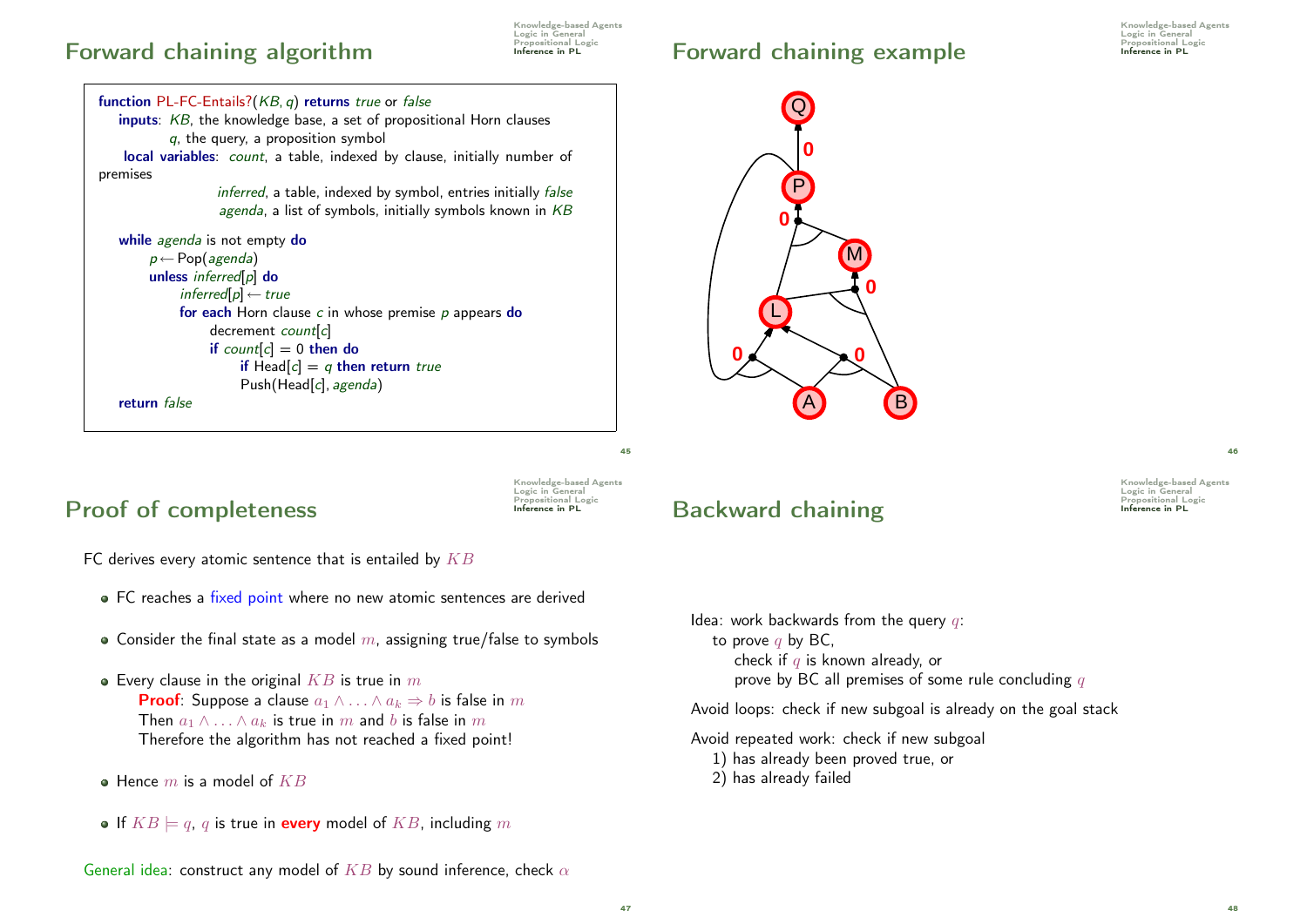## Forward chaining algorithm

```
function PL-FC-Entails?(KB, q) returns true or false
   inputs: KB, the knowledge base, a set of propositional Horn clauses
           q, the query, a proposition symbol
   local variables: count, a table, indexed by clause, initially number of premises
                    inferred, a table, indexed by symbol, entries initially false
                    agenda, a list of symbols, initially symbols known in KB

   while agenda is not empty do
       p ← Pop(agenda)
       unless inferred[p] do
           inferred[p] ← true
           for each Horn clause c in whose premise p appears do
               decrement count[c]
               if count[c] = 0 then do
                   if Head[c] = q then return true
                   Push(Head[c], agenda)
   return false
```

## Forward chaining example

## Proof of completeness

FC derives every atomic sentence that is entailed by $KB$

- FC reaches a fixed point where no new atomic sentences are derived
- Consider the final state as a model $m$, assigning true/false to symbols
- Every clause in the original $KB$ is true in $m$
  **Proof**: Suppose a clause $a_1 \wedge \ldots \wedge a_k \Rightarrow b$ is false in $m$
  Then $a_1 \wedge \ldots \wedge a_k$ is true in $m$ and $b$ is false in $m$
  Therefore the algorithm has not reached a fixed point!
- Hence $m$ is a model of $KB$
- If $KB \models q$, $q$ is true in **every** model of $KB$, including $m$

General idea: construct any model of $KB$ by sound inference, check $\alpha$

## Backward chaining

Idea: work backwards from the query $q$:
  to prove $q$ by BC,
    check if $q$ is known already, or
    prove by BC all premises of some rule concluding $q$

Avoid loops: check if new subgoal is already on the goal stack

Avoid repeated work: check if new subgoal
  1) has already been proved true, or
  2) has already failed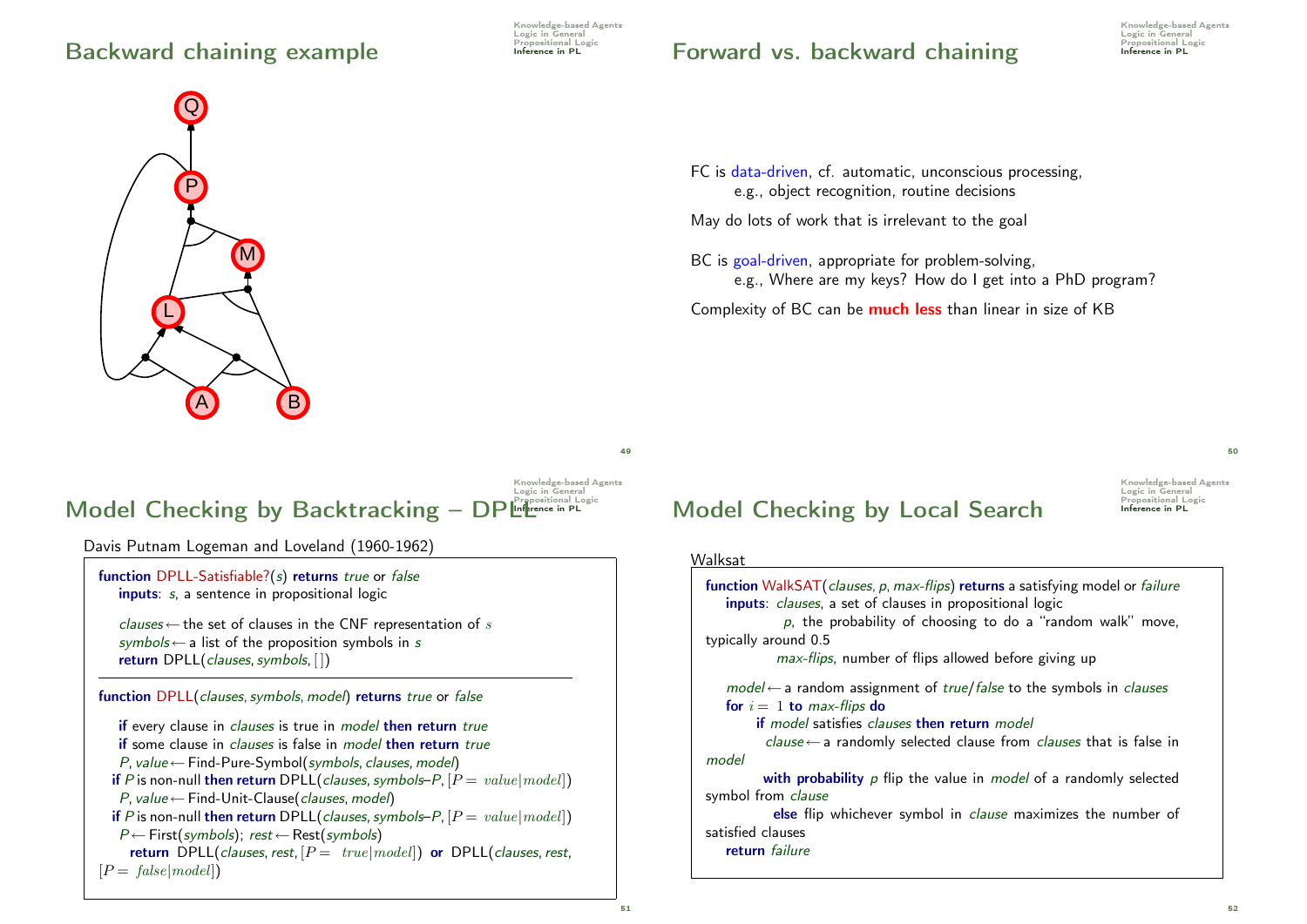# Backward chaining example

# Forward vs. backward chaining

FC is data-driven, cf. automatic, unconscious processing,
e.g., object recognition, routine decisions

May do lots of work that is irrelevant to the goal

BC is goal-driven, appropriate for problem-solving,
e.g., Where are my keys? How do I get into a PhD program?

Complexity of BC can be **much less** than linear in size of KB

# Model Checking by Backtracking – DPLL

Davis Putnam Logeman and Loveland (1960-1962)

```
function DPLL-Satisfiable?(s) returns true or false
   inputs: s, a sentence in propositional logic

   clauses ← the set of clauses in the CNF representation of s
   symbols ← a list of the proposition symbols in s
   return DPLL(clauses, symbols, [])
```

```
function DPLL(clauses, symbols, model) returns true or false

   if every clause in clauses is true in model then return true
   if some clause in clauses is false in model then return true
   P, value ← Find-Pure-Symbol(symbols, clauses, model)
   if P is non-null then return DPLL(clauses, symbols–P, [P = value|model])
   P, value ← Find-Unit-Clause(clauses, model)
   if P is non-null then return DPLL(clauses, symbols–P, [P = value|model])
   P ← First(symbols); rest ← Rest(symbols)
   return DPLL(clauses, rest, [P = true|model]) or DPLL(clauses, rest,
[P = false|model])
```

# Model Checking by Local Search

Walksat

```
function WalkSAT(clauses, p, max-flips) returns a satisfying model or failure
   inputs: clauses, a set of clauses in propositional logic
           p, the probability of choosing to do a "random walk" move,
typically around 0.5
           max-flips, number of flips allowed before giving up

   model ← a random assignment of true/false to the symbols in clauses
   for i = 1 to max-flips do
       if model satisfies clauses then return model
       clause ← a randomly selected clause from clauses that is false in
model
       with probability p flip the value in model of a randomly selected
symbol from clause
       else flip whichever symbol in clause maximizes the number of
satisfied clauses
   return failure
```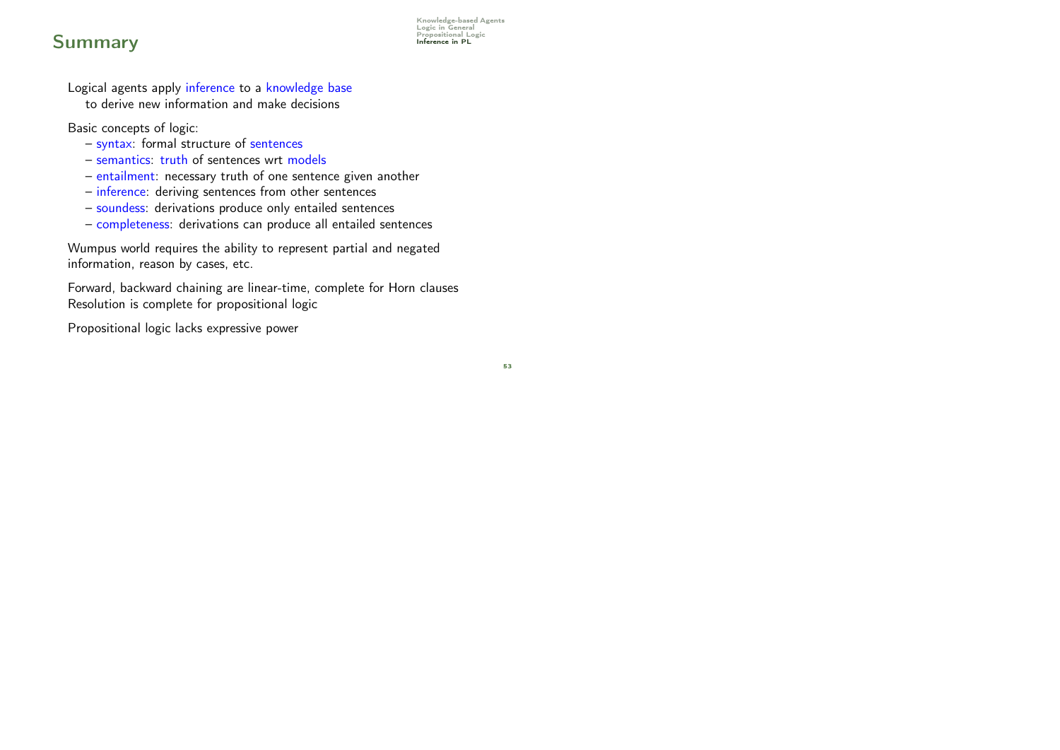# Summary

Logical agents apply inference to a knowledge base
to derive new information and make decisions

Basic concepts of logic:

- syntax: formal structure of sentences
- semantics: truth of sentences wrt models
- entailment: necessary truth of one sentence given another
- inference: deriving sentences from other sentences
- soundess: derivations produce only entailed sentences
- completeness: derivations can produce all entailed sentences

Wumpus world requires the ability to represent partial and negated information, reason by cases, etc.

Forward, backward chaining are linear-time, complete for Horn clauses
Resolution is complete for propositional logic

Propositional logic lacks expressive power